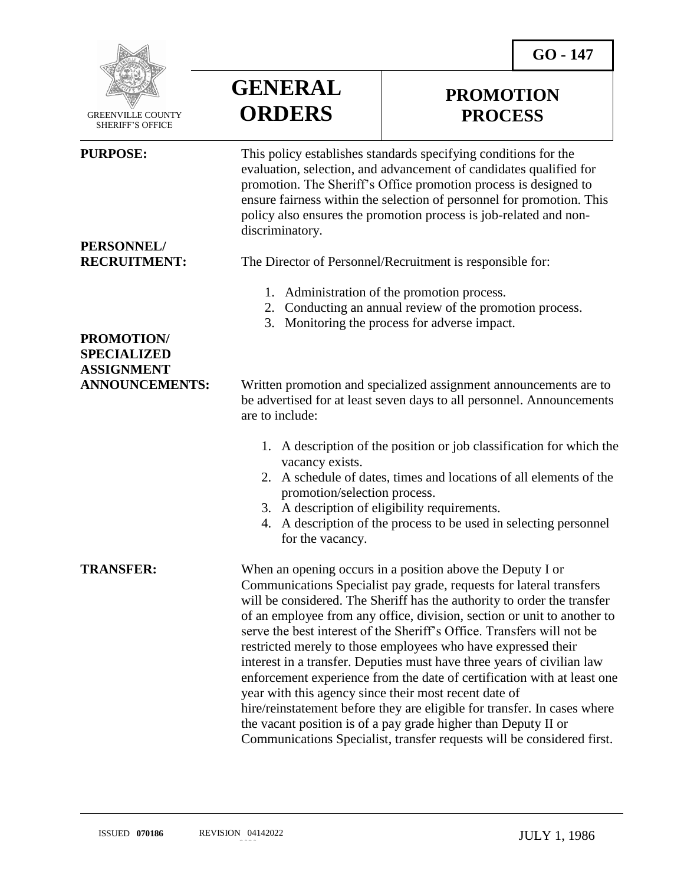GO - 147

GREENVILLE COUNTY SHERIFF'S OFFICE

# GENERAL ORDERS

# PROMOTION PROCESS

**PURPOSE:** This policy establishes standards specifying conditions for the evaluation, selection, and advancement of candidates qualified for promotion. The Sheriff's Office promotion process is designed to ensure fairness within the selection of personnel for promotion. This policy also ensures the promotion process is job-related and non-discriminatory.

**PERSONNEL/ RECRUITMENT:** The Director of Personnel/Recruitment is responsible for:

1. Administration of the promotion process.
2. Conducting an annual review of the promotion process.
3. Monitoring the process for adverse impact.

**PROMOTION/ SPECIALIZED ASSIGNMENT ANNOUNCEMENTS:** Written promotion and specialized assignment announcements are to be advertised for at least seven days to all personnel. Announcements are to include:

1. A description of the position or job classification for which the vacancy exists.
2. A schedule of dates, times and locations of all elements of the promotion/selection process.
3. A description of eligibility requirements.
4. A description of the process to be used in selecting personnel for the vacancy.

**TRANSFER:** When an opening occurs in a position above the Deputy I or Communications Specialist pay grade, requests for lateral transfers will be considered. The Sheriff has the authority to order the transfer of an employee from any office, division, section or unit to another to serve the best interest of the Sheriff's Office. Transfers will not be restricted merely to those employees who have expressed their interest in a transfer. Deputies must have three years of civilian law enforcement experience from the date of certification with at least one year with this agency since their most recent date of hire/reinstatement before they are eligible for transfer. In cases where the vacant position is of a pay grade higher than Deputy II or Communications Specialist, transfer requests will be considered first.

ISSUED **070186** REVISION 04142022 JULY 1, 1986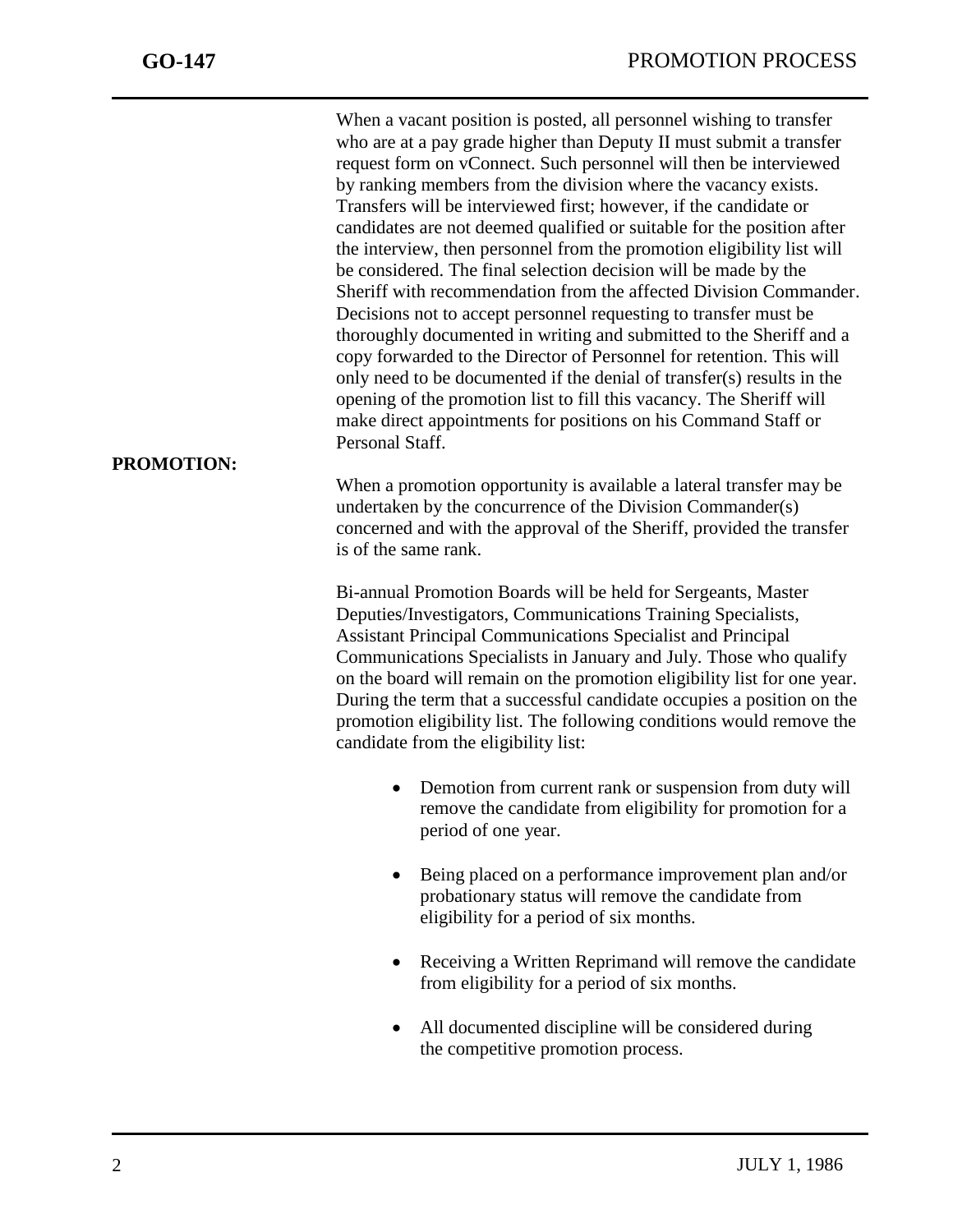When a vacant position is posted, all personnel wishing to transfer who are at a pay grade higher than Deputy II must submit a transfer request form on vConnect. Such personnel will then be interviewed by ranking members from the division where the vacancy exists. Transfers will be interviewed first; however, if the candidate or candidates are not deemed qualified or suitable for the position after the interview, then personnel from the promotion eligibility list will be considered. The final selection decision will be made by the Sheriff with recommendation from the affected Division Commander. Decisions not to accept personnel requesting to transfer must be thoroughly documented in writing and submitted to the Sheriff and a copy forwarded to the Director of Personnel for retention. This will only need to be documented if the denial of transfer(s) results in the opening of the promotion list to fill this vacancy. The Sheriff will make direct appointments for positions on his Command Staff or Personal Staff.

**PROMOTION:**

When a promotion opportunity is available a lateral transfer may be undertaken by the concurrence of the Division Commander(s) concerned and with the approval of the Sheriff, provided the transfer is of the same rank.

Bi-annual Promotion Boards will be held for Sergeants, Master Deputies/Investigators, Communications Training Specialists, Assistant Principal Communications Specialist and Principal Communications Specialists in January and July. Those who qualify on the board will remain on the promotion eligibility list for one year. During the term that a successful candidate occupies a position on the promotion eligibility list. The following conditions would remove the candidate from the eligibility list:

- Demotion from current rank or suspension from duty will remove the candidate from eligibility for promotion for a period of one year.
- Being placed on a performance improvement plan and/or probationary status will remove the candidate from eligibility for a period of six months.
- Receiving a Written Reprimand will remove the candidate from eligibility for a period of six months.
- All documented discipline will be considered during the competitive promotion process.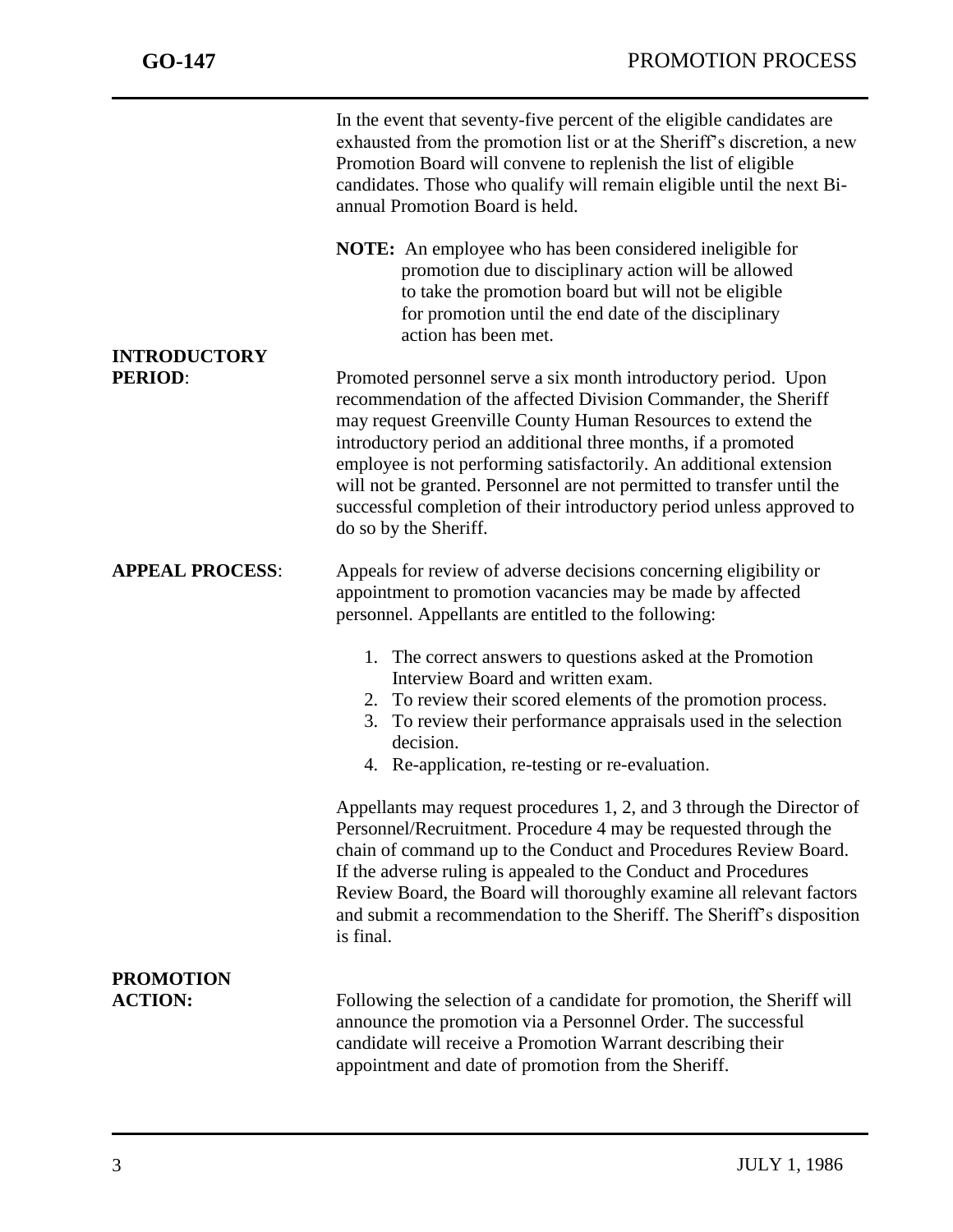In the event that seventy-five percent of the eligible candidates are exhausted from the promotion list or at the Sheriff's discretion, a new Promotion Board will convene to replenish the list of eligible candidates. Those who qualify will remain eligible until the next Bi-annual Promotion Board is held.

**NOTE:** An employee who has been considered ineligible for promotion due to disciplinary action will be allowed to take the promotion board but will not be eligible for promotion until the end date of the disciplinary action has been met.

**INTRODUCTORY PERIOD**:

Promoted personnel serve a six month introductory period. Upon recommendation of the affected Division Commander, the Sheriff may request Greenville County Human Resources to extend the introductory period an additional three months, if a promoted employee is not performing satisfactorily. An additional extension will not be granted. Personnel are not permitted to transfer until the successful completion of their introductory period unless approved to do so by the Sheriff.

**APPEAL PROCESS**:

Appeals for review of adverse decisions concerning eligibility or appointment to promotion vacancies may be made by affected personnel. Appellants are entitled to the following:

1. The correct answers to questions asked at the Promotion Interview Board and written exam.
2. To review their scored elements of the promotion process.
3. To review their performance appraisals used in the selection decision.
4. Re-application, re-testing or re-evaluation.

Appellants may request procedures 1, 2, and 3 through the Director of Personnel/Recruitment. Procedure 4 may be requested through the chain of command up to the Conduct and Procedures Review Board. If the adverse ruling is appealed to the Conduct and Procedures Review Board, the Board will thoroughly examine all relevant factors and submit a recommendation to the Sheriff. The Sheriff's disposition is final.

**PROMOTION ACTION:**

Following the selection of a candidate for promotion, the Sheriff will announce the promotion via a Personnel Order. The successful candidate will receive a Promotion Warrant describing their appointment and date of promotion from the Sheriff.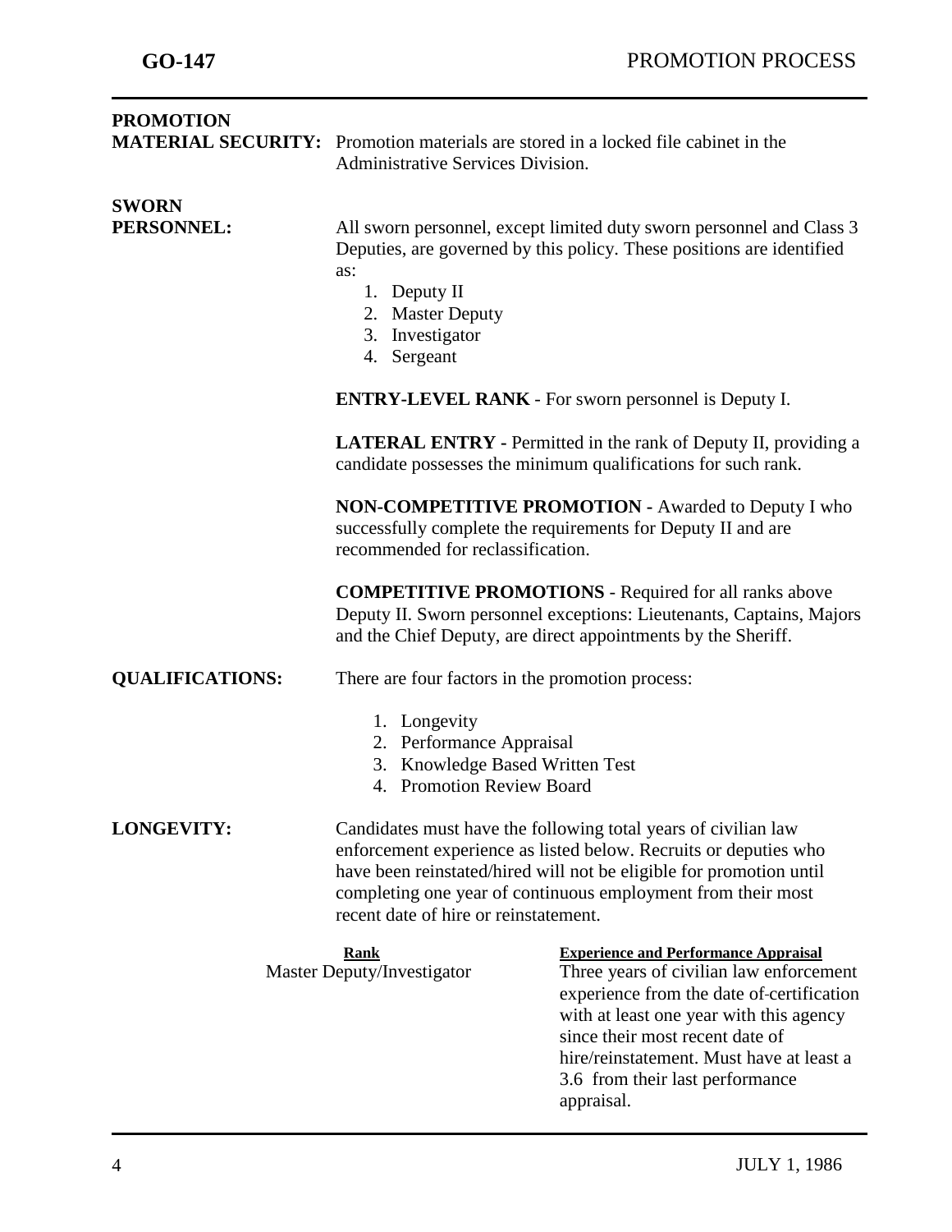**PROMOTION MATERIAL SECURITY:** Promotion materials are stored in a locked file cabinet in the Administrative Services Division.

**SWORN PERSONNEL:** All sworn personnel, except limited duty sworn personnel and Class 3 Deputies, are governed by this policy. These positions are identified as:

1. Deputy II
2. Master Deputy
3. Investigator
4. Sergeant

**ENTRY-LEVEL RANK** - For sworn personnel is Deputy I.

**LATERAL ENTRY -** Permitted in the rank of Deputy II, providing a candidate possesses the minimum qualifications for such rank.

**NON-COMPETITIVE PROMOTION -** Awarded to Deputy I who successfully complete the requirements for Deputy II and are recommended for reclassification.

**COMPETITIVE PROMOTIONS** - Required for all ranks above Deputy II. Sworn personnel exceptions: Lieutenants, Captains, Majors and the Chief Deputy, are direct appointments by the Sheriff.

**QUALIFICATIONS:** There are four factors in the promotion process:

1. Longevity
2. Performance Appraisal
3. Knowledge Based Written Test
4. Promotion Review Board

**LONGEVITY:** Candidates must have the following total years of civilian law enforcement experience as listed below. Recruits or deputies who have been reinstated/hired will not be eligible for promotion until completing one year of continuous employment from their most recent date of hire or reinstatement.

| Rank | Experience and Performance Appraisal |
|---|---|
| Master Deputy/Investigator | Three years of civilian law enforcement experience from the date of certification with at least one year with this agency since their most recent date of hire/reinstatement. Must have at least a 3.6 from their last performance appraisal. |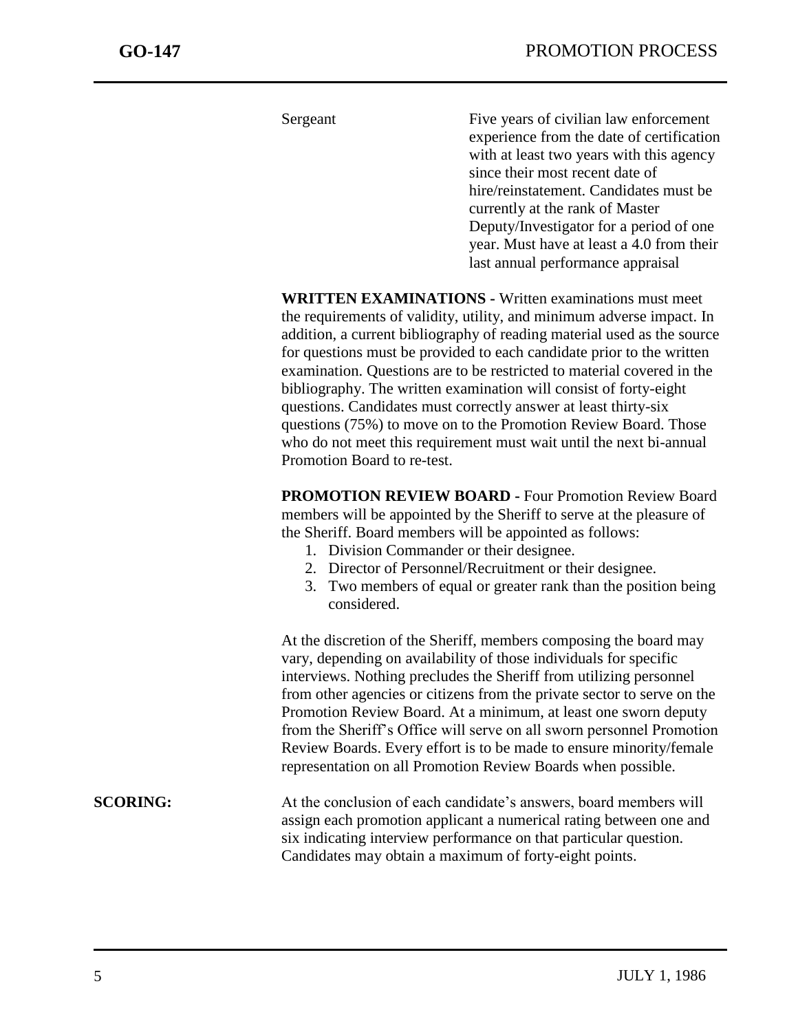| | |
|---|---|
| Sergeant | Five years of civilian law enforcement experience from the date of certification with at least two years with this agency since their most recent date of hire/reinstatement. Candidates must be currently at the rank of Master Deputy/Investigator for a period of one year. Must have at least a 4.0 from their last annual performance appraisal |

**WRITTEN EXAMINATIONS -** Written examinations must meet the requirements of validity, utility, and minimum adverse impact. In addition, a current bibliography of reading material used as the source for questions must be provided to each candidate prior to the written examination. Questions are to be restricted to material covered in the bibliography. The written examination will consist of forty-eight questions. Candidates must correctly answer at least thirty-six questions (75%) to move on to the Promotion Review Board. Those who do not meet this requirement must wait until the next bi-annual Promotion Board to re-test.

**PROMOTION REVIEW BOARD -** Four Promotion Review Board members will be appointed by the Sheriff to serve at the pleasure of the Sheriff. Board members will be appointed as follows:

1. Division Commander or their designee.
2. Director of Personnel/Recruitment or their designee.
3. Two members of equal or greater rank than the position being considered.

At the discretion of the Sheriff, members composing the board may vary, depending on availability of those individuals for specific interviews. Nothing precludes the Sheriff from utilizing personnel from other agencies or citizens from the private sector to serve on the Promotion Review Board. At a minimum, at least one sworn deputy from the Sheriff's Office will serve on all sworn personnel Promotion Review Boards. Every effort is to be made to ensure minority/female representation on all Promotion Review Boards when possible.

**SCORING:** At the conclusion of each candidate's answers, board members will assign each promotion applicant a numerical rating between one and six indicating interview performance on that particular question. Candidates may obtain a maximum of forty-eight points.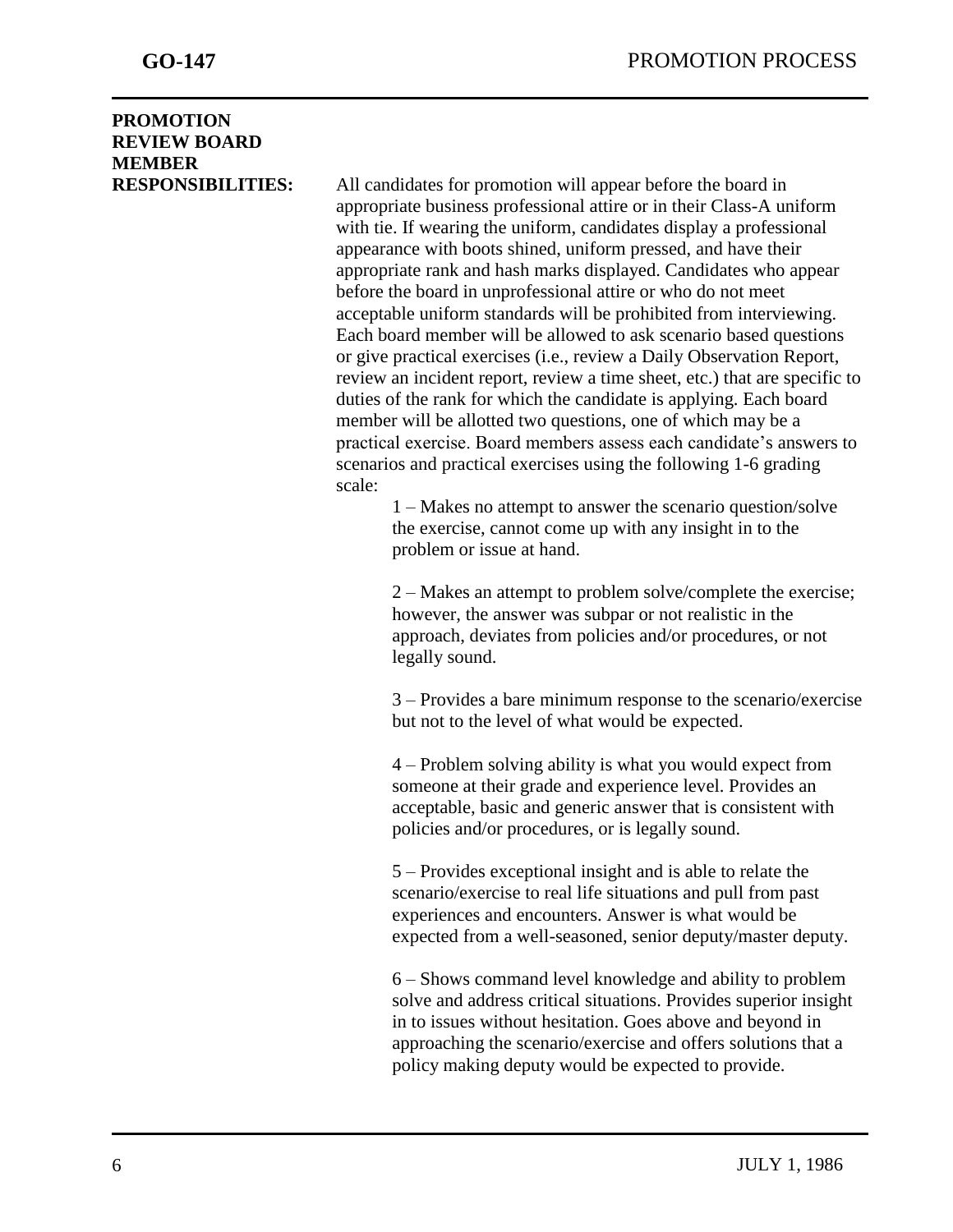**PROMOTION REVIEW BOARD MEMBER RESPONSIBILITIES:**

All candidates for promotion will appear before the board in appropriate business professional attire or in their Class-A uniform with tie. If wearing the uniform, candidates display a professional appearance with boots shined, uniform pressed, and have their appropriate rank and hash marks displayed. Candidates who appear before the board in unprofessional attire or who do not meet acceptable uniform standards will be prohibited from interviewing. Each board member will be allowed to ask scenario based questions or give practical exercises (i.e., review a Daily Observation Report, review an incident report, review a time sheet, etc.) that are specific to duties of the rank for which the candidate is applying. Each board member will be allotted two questions, one of which may be a practical exercise. Board members assess each candidate's answers to scenarios and practical exercises using the following 1-6 grading scale:

1 – Makes no attempt to answer the scenario question/solve the exercise, cannot come up with any insight in to the problem or issue at hand.

2 – Makes an attempt to problem solve/complete the exercise; however, the answer was subpar or not realistic in the approach, deviates from policies and/or procedures, or not legally sound.

3 – Provides a bare minimum response to the scenario/exercise but not to the level of what would be expected.

4 – Problem solving ability is what you would expect from someone at their grade and experience level. Provides an acceptable, basic and generic answer that is consistent with policies and/or procedures, or is legally sound.

5 – Provides exceptional insight and is able to relate the scenario/exercise to real life situations and pull from past experiences and encounters. Answer is what would be expected from a well-seasoned, senior deputy/master deputy.

6 – Shows command level knowledge and ability to problem solve and address critical situations. Provides superior insight in to issues without hesitation. Goes above and beyond in approaching the scenario/exercise and offers solutions that a policy making deputy would be expected to provide.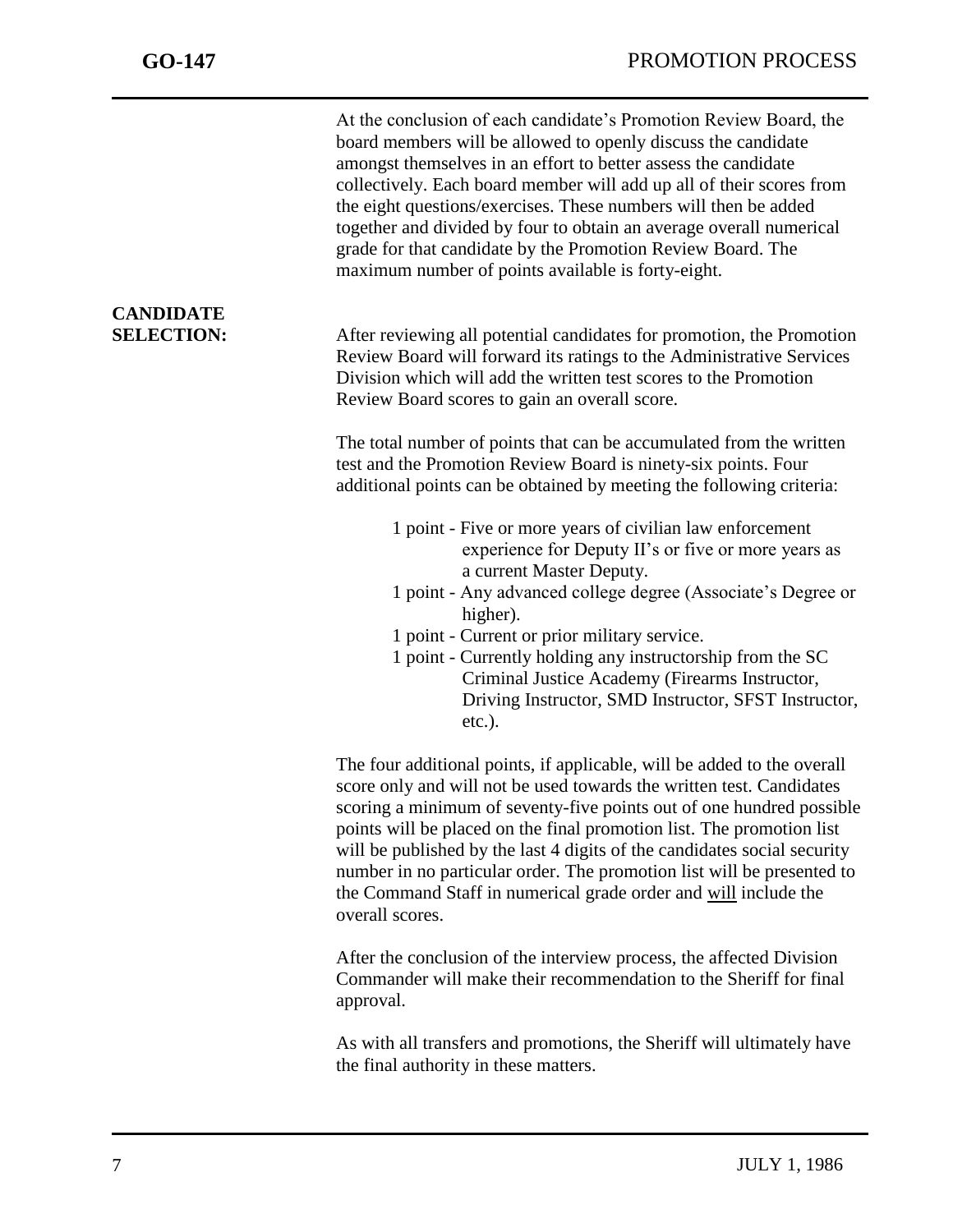At the conclusion of each candidate's Promotion Review Board, the board members will be allowed to openly discuss the candidate amongst themselves in an effort to better assess the candidate collectively. Each board member will add up all of their scores from the eight questions/exercises. These numbers will then be added together and divided by four to obtain an average overall numerical grade for that candidate by the Promotion Review Board. The maximum number of points available is forty-eight.

**CANDIDATE SELECTION:**

After reviewing all potential candidates for promotion, the Promotion Review Board will forward its ratings to the Administrative Services Division which will add the written test scores to the Promotion Review Board scores to gain an overall score.

The total number of points that can be accumulated from the written test and the Promotion Review Board is ninety-six points. Four additional points can be obtained by meeting the following criteria:

- 1 point - Five or more years of civilian law enforcement experience for Deputy II's or five or more years as a current Master Deputy.
- 1 point - Any advanced college degree (Associate's Degree or higher).
- 1 point - Current or prior military service.
- 1 point - Currently holding any instructorship from the SC Criminal Justice Academy (Firearms Instructor, Driving Instructor, SMD Instructor, SFST Instructor, etc.).

The four additional points, if applicable, will be added to the overall score only and will not be used towards the written test. Candidates scoring a minimum of seventy-five points out of one hundred possible points will be placed on the final promotion list. The promotion list will be published by the last 4 digits of the candidates social security number in no particular order. The promotion list will be presented to the Command Staff in numerical grade order and <u>will</u> include the overall scores.

After the conclusion of the interview process, the affected Division Commander will make their recommendation to the Sheriff for final approval.

As with all transfers and promotions, the Sheriff will ultimately have the final authority in these matters.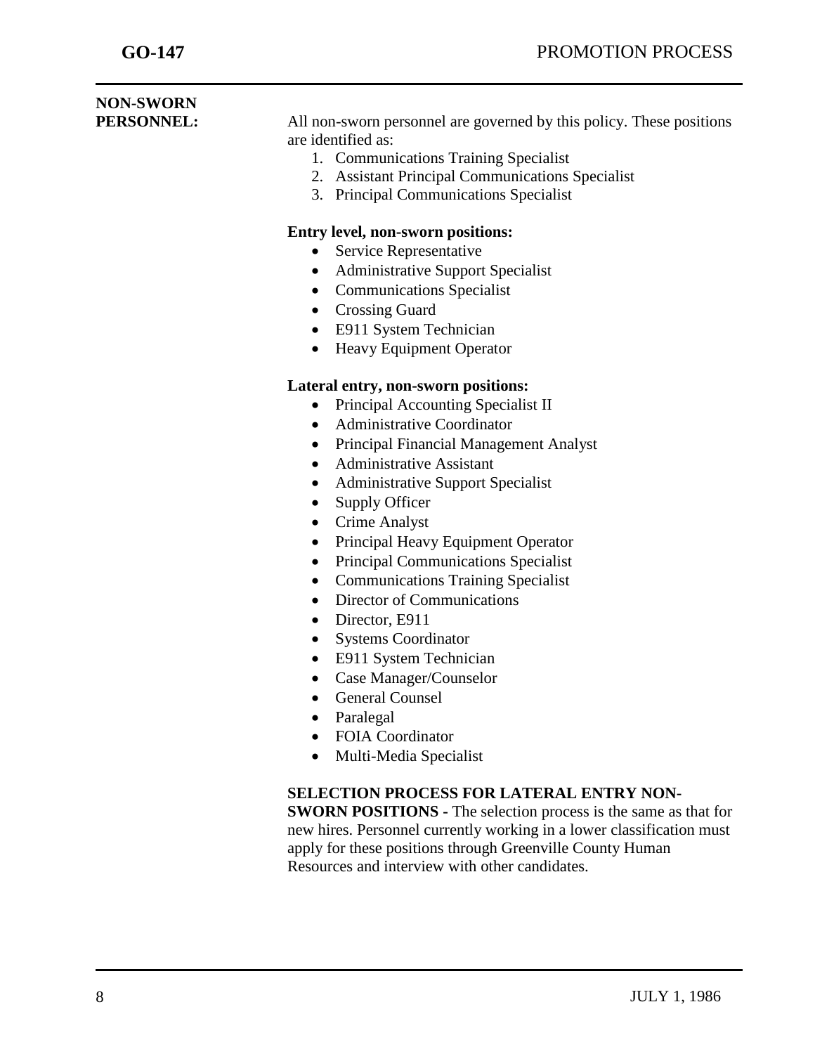**NON-SWORN PERSONNEL:** All non-sworn personnel are governed by this policy. These positions are identified as:

1. Communications Training Specialist
2. Assistant Principal Communications Specialist
3. Principal Communications Specialist

**Entry level, non-sworn positions:**

- Service Representative
- Administrative Support Specialist
- Communications Specialist
- Crossing Guard
- E911 System Technician
- Heavy Equipment Operator

**Lateral entry, non-sworn positions:**

- Principal Accounting Specialist II
- Administrative Coordinator
- Principal Financial Management Analyst
- Administrative Assistant
- Administrative Support Specialist
- Supply Officer
- Crime Analyst
- Principal Heavy Equipment Operator
- Principal Communications Specialist
- Communications Training Specialist
- Director of Communications
- Director, E911
- Systems Coordinator
- E911 System Technician
- Case Manager/Counselor
- General Counsel
- Paralegal
- FOIA Coordinator
- Multi-Media Specialist

**SELECTION PROCESS FOR LATERAL ENTRY NON-SWORN POSITIONS -** The selection process is the same as that for new hires. Personnel currently working in a lower classification must apply for these positions through Greenville County Human Resources and interview with other candidates.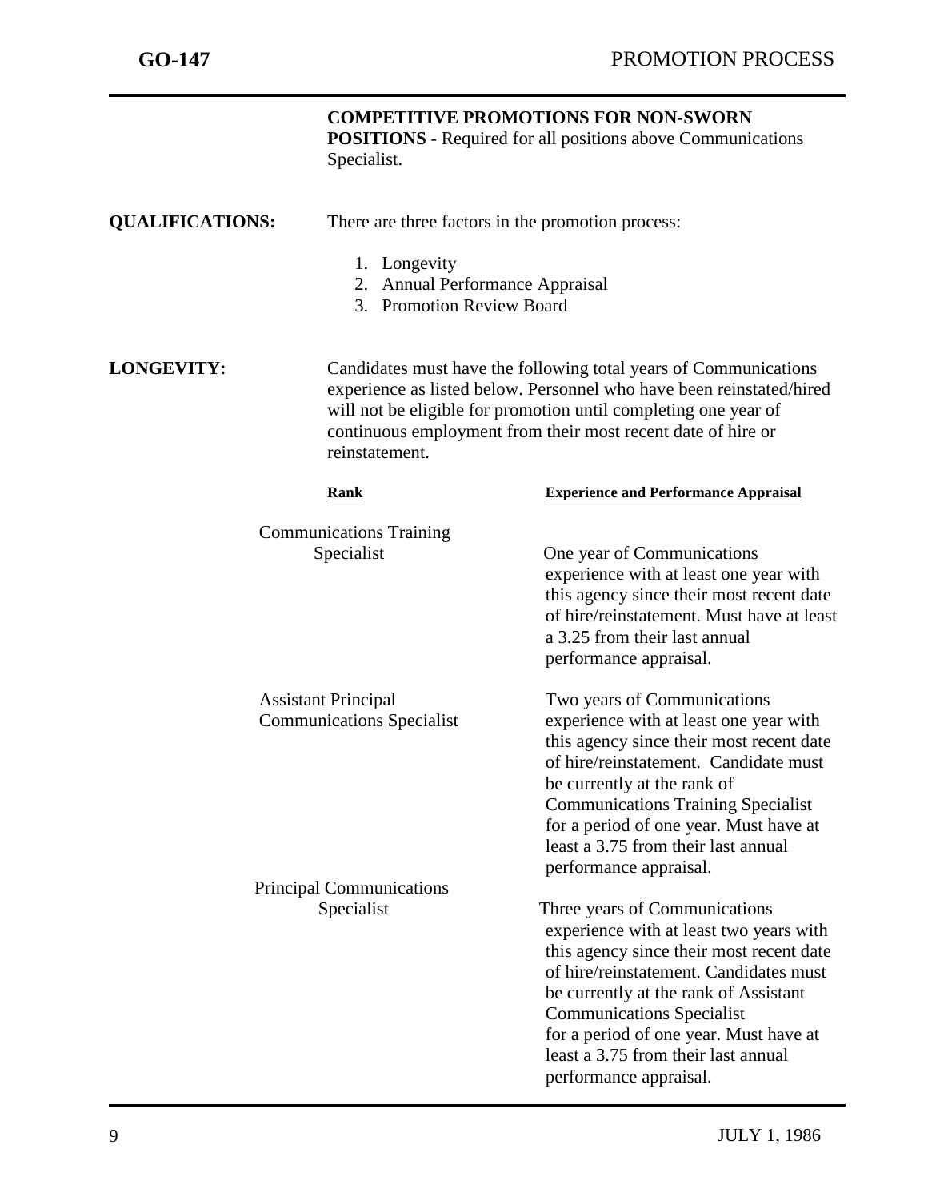**COMPETITIVE PROMOTIONS FOR NON-SWORN POSITIONS -** Required for all positions above Communications Specialist.

**QUALIFICATIONS:** There are three factors in the promotion process:

1. Longevity
2. Annual Performance Appraisal
3. Promotion Review Board

**LONGEVITY:** Candidates must have the following total years of Communications experience as listed below. Personnel who have been reinstated/hired will not be eligible for promotion until completing one year of continuous employment from their most recent date of hire or reinstatement.

| Rank | Experience and Performance Appraisal |
|---|---|
| Communications Training Specialist | One year of Communications experience with at least one year with this agency since their most recent date of hire/reinstatement. Must have at least a 3.25 from their last annual performance appraisal. |
| Assistant Principal Communications Specialist | Two years of Communications experience with at least one year with this agency since their most recent date of hire/reinstatement. Candidate must be currently at the rank of Communications Training Specialist for a period of one year. Must have at least a 3.75 from their last annual performance appraisal. |
| Principal Communications Specialist | Three years of Communications experience with at least two years with this agency since their most recent date of hire/reinstatement. Candidates must be currently at the rank of Assistant Communications Specialist for a period of one year. Must have at least a 3.75 from their last annual performance appraisal. |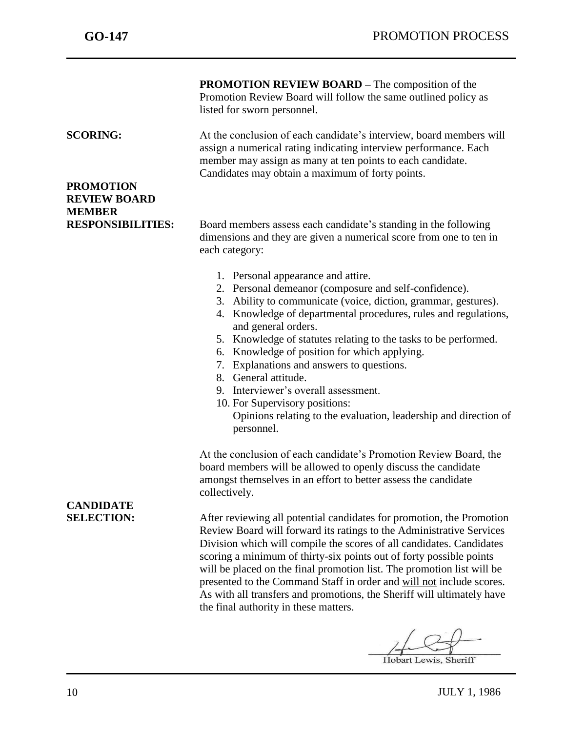**PROMOTION REVIEW BOARD** – The composition of the Promotion Review Board will follow the same outlined policy as listed for sworn personnel.

**SCORING:**

At the conclusion of each candidate's interview, board members will assign a numerical rating indicating interview performance. Each member may assign as many at ten points to each candidate. Candidates may obtain a maximum of forty points.

**PROMOTION REVIEW BOARD MEMBER RESPONSIBILITIES:**

Board members assess each candidate's standing in the following dimensions and they are given a numerical score from one to ten in each category:

1. Personal appearance and attire.
2. Personal demeanor (composure and self-confidence).
3. Ability to communicate (voice, diction, grammar, gestures).
4. Knowledge of departmental procedures, rules and regulations, and general orders.
5. Knowledge of statutes relating to the tasks to be performed.
6. Knowledge of position for which applying.
7. Explanations and answers to questions.
8. General attitude.
9. Interviewer's overall assessment.
10. For Supervisory positions:
    Opinions relating to the evaluation, leadership and direction of personnel.

At the conclusion of each candidate's Promotion Review Board, the board members will be allowed to openly discuss the candidate amongst themselves in an effort to better assess the candidate collectively.

**CANDIDATE SELECTION:**

After reviewing all potential candidates for promotion, the Promotion Review Board will forward its ratings to the Administrative Services Division which will compile the scores of all candidates. Candidates scoring a minimum of thirty-six points out of forty possible points will be placed on the final promotion list. The promotion list will be presented to the Command Staff in order and <u>will not</u> include scores. As with all transfers and promotions, the Sheriff will ultimately have the final authority in these matters.

Hobart Lewis, Sheriff

JULY 1, 1986